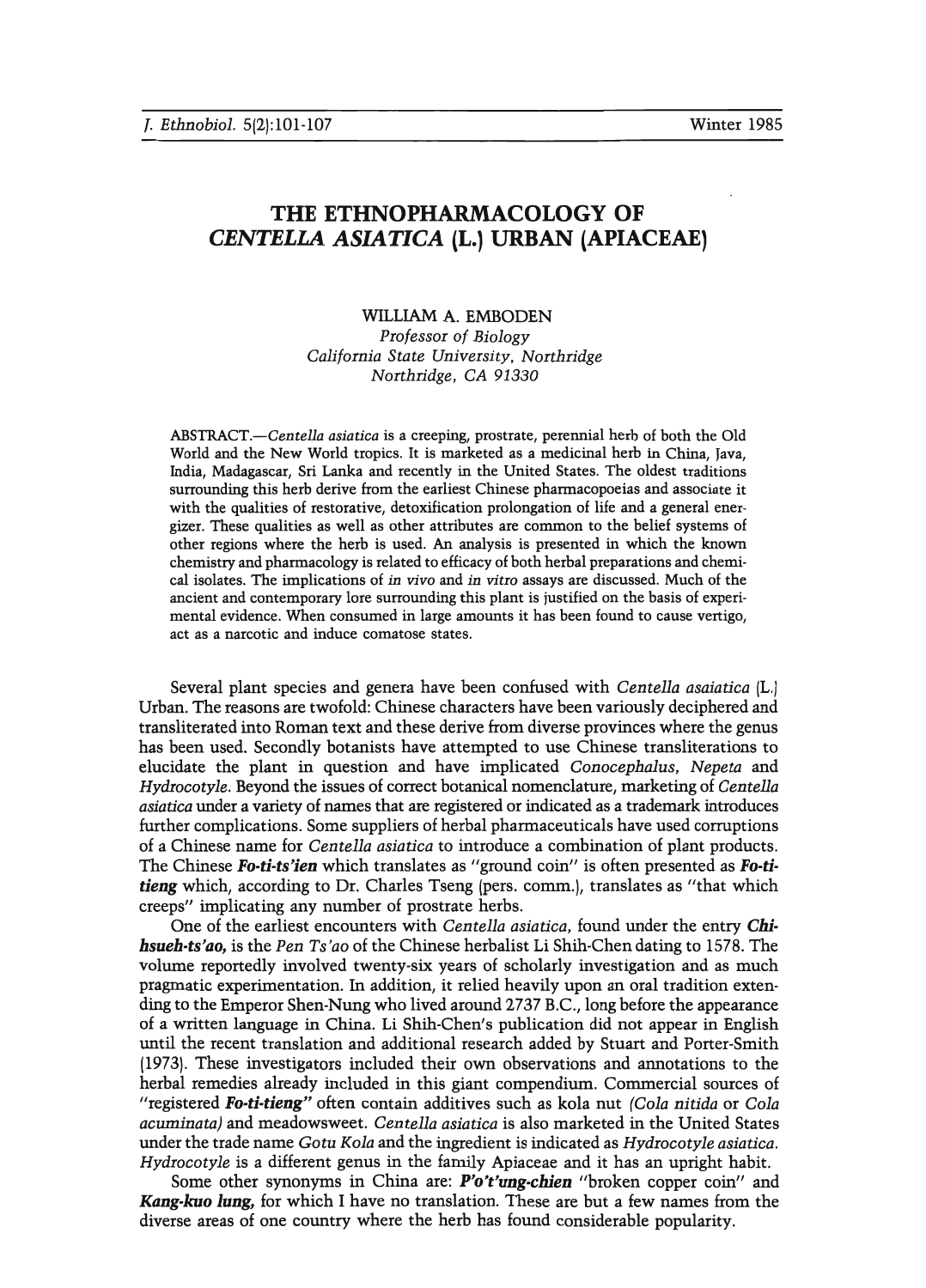# THE ETHNOPHARMACOLOGY OF *CENTELLA ASIATICA* (L.) URBAN (APIACEAE)

WILLIAM A. EMBODEN
*Professor of Biology*
*California State University, Northridge*
*Northridge, CA 91330*

ABSTRACT.—*Centella asiatica* is a creeping, prostrate, perennial herb of both the Old World and the New World tropics. It is marketed as a medicinal herb in China, Java, India, Madagascar, Sri Lanka and recently in the United States. The oldest traditions surrounding this herb derive from the earliest Chinese pharmacopoeias and associate it with the qualities of restorative, detoxification prolongation of life and a general energizer. These qualities as well as other attributes are common to the belief systems of other regions where the herb is used. An analysis is presented in which the known chemistry and pharmacology is related to efficacy of both herbal preparations and chemical isolates. The implications of *in vivo* and *in vitro* assays are discussed. Much of the ancient and contemporary lore surrounding this plant is justified on the basis of experimental evidence. When consumed in large amounts it has been found to cause vertigo, act as a narcotic and induce comatose states.

Several plant species and genera have been confused with *Centella asaiatica* (L.) Urban. The reasons are twofold: Chinese characters have been variously deciphered and transliterated into Roman text and these derive from diverse provinces where the genus has been used. Secondly botanists have attempted to use Chinese transliterations to elucidate the plant in question and have implicated *Conocephalus, Nepeta* and *Hydrocotyle*. Beyond the issues of correct botanical nomenclature, marketing of *Centella asiatica* under a variety of names that are registered or indicated as a trademark introduces further complications. Some suppliers of herbal pharmaceuticals have used corruptions of a Chinese name for *Centella asiatica* to introduce a combination of plant products. The Chinese ***Fo-ti-ts'ien*** which translates as "ground coin" is often presented as ***Fo-ti-tieng*** which, according to Dr. Charles Tseng (pers. comm.), translates as "that which creeps" implicating any number of prostrate herbs.

One of the earliest encounters with *Centella asiatica*, found under the entry ***Chi-hsueh-ts'ao***, is the *Pen Ts'ao* of the Chinese herbalist Li Shih-Chen dating to 1578. The volume reportedly involved twenty-six years of scholarly investigation and as much pragmatic experimentation. In addition, it relied heavily upon an oral tradition extending to the Emperor Shen-Nung who lived around 2737 B.C., long before the appearance of a written language in China. Li Shih-Chen's publication did not appear in English until the recent translation and additional research added by Stuart and Porter-Smith (1973). These investigators included their own observations and annotations to the herbal remedies already included in this giant compendium. Commercial sources of "registered ***Fo-ti-tieng***" often contain additives such as kola nut *(Cola nitida* or *Cola acuminata)* and meadowsweet. *Centella asiatica* is also marketed in the United States under the trade name *Gotu Kola* and the ingredient is indicated as *Hydrocotyle asiatica*. *Hydrocotyle* is a different genus in the family Apiaceae and it has an upright habit.

Some other synonyms in China are: ***P'o't'ung-chien*** "broken copper coin" and ***Kang-kuo lung***, for which I have no translation. These are but a few names from the diverse areas of one country where the herb has found considerable popularity.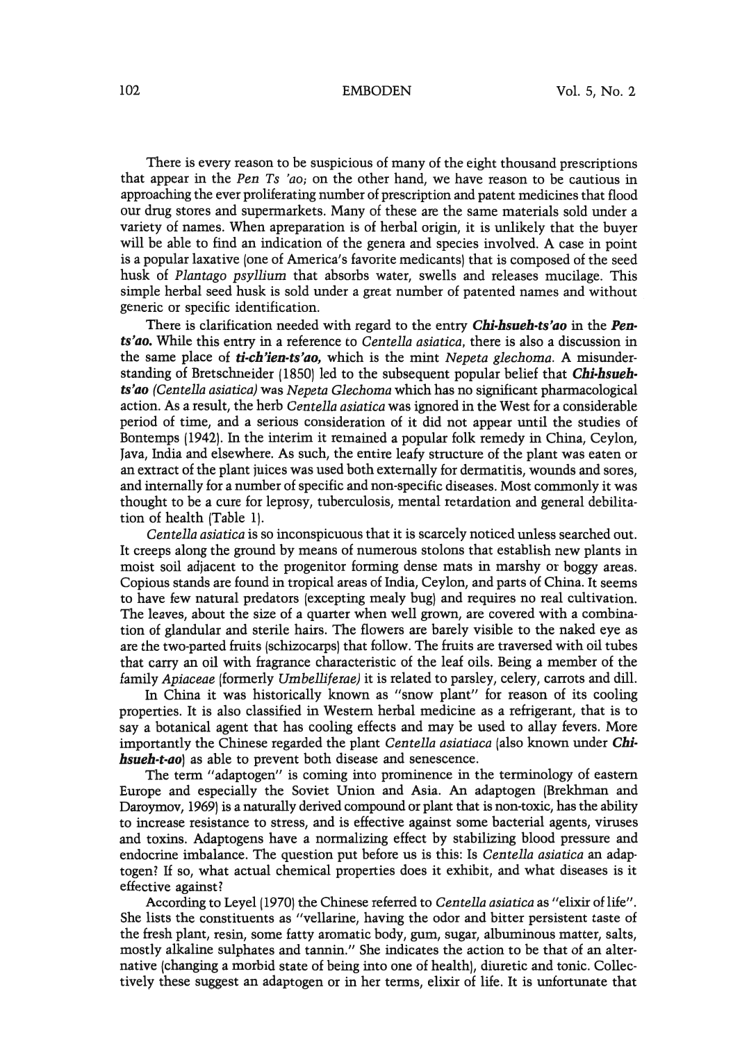There is every reason to be suspicious of many of the eight thousand prescriptions that appear in the *Pen Ts 'ao*; on the other hand, we have reason to be cautious in approaching the ever proliferating number of prescription and patent medicines that flood our drug stores and supermarkets. Many of these are the same materials sold under a variety of names. When apreparation is of herbal origin, it is unlikely that the buyer will be able to find an indication of the genera and species involved. A case in point is a popular laxative (one of America's favorite medicants) that is composed of the seed husk of *Plantago psyllium* that absorbs water, swells and releases mucilage. This simple herbal seed husk is sold under a great number of patented names and without generic or specific identification.

There is clarification needed with regard to the entry ***Chi-hsueh-ts'ao*** in the ***Pen-ts'ao.*** While this entry in a reference to *Centella asiatica*, there is also a discussion in the same place of ***ti-ch'ien-ts'ao,*** which is the mint *Nepeta glechoma*. A misunderstanding of Bretschneider (1850) led to the subsequent popular belief that ***Chi-hsueh-ts'ao*** *(Centella asiatica)* was *Nepeta Glechoma* which has no significant pharmacological action. As a result, the herb *Centella asiatica* was ignored in the West for a considerable period of time, and a serious consideration of it did not appear until the studies of Bontemps (1942). In the interim it remained a popular folk remedy in China, Ceylon, Java, India and elsewhere. As such, the entire leafy structure of the plant was eaten or an extract of the plant juices was used both externally for dermatitis, wounds and sores, and internally for a number of specific and non-specific diseases. Most commonly it was thought to be a cure for leprosy, tuberculosis, mental retardation and general debilitation of health (Table 1).

*Centella asiatica* is so inconspicuous that it is scarcely noticed unless searched out. It creeps along the ground by means of numerous stolons that establish new plants in moist soil adjacent to the progenitor forming dense mats in marshy or boggy areas. Copious stands are found in tropical areas of India, Ceylon, and parts of China. It seems to have few natural predators (excepting mealy bug) and requires no real cultivation. The leaves, about the size of a quarter when well grown, are covered with a combination of glandular and sterile hairs. The flowers are barely visible to the naked eye as are the two-parted fruits (schizocarps) that follow. The fruits are traversed with oil tubes that carry an oil with fragrance characteristic of the leaf oils. Being a member of the family *Apiaceae* (formerly *Umbelliferae)* it is related to parsley, celery, carrots and dill.

In China it was historically known as "snow plant" for reason of its cooling properties. It is also classified in Western herbal medicine as a refrigerant, that is to say a botanical agent that has cooling effects and may be used to allay fevers. More importantly the Chinese regarded the plant *Centella asiatiaca* (also known under ***Chi-hsueh-t-ao***) as able to prevent both disease and senescence.

The term "adaptogen" is coming into prominence in the terminology of eastern Europe and especially the Soviet Union and Asia. An adaptogen (Brekhman and Daroymov, 1969) is a naturally derived compound or plant that is non-toxic, has the ability to increase resistance to stress, and is effective against some bacterial agents, viruses and toxins. Adaptogens have a normalizing effect by stabilizing blood pressure and endocrine imbalance. The question put before us is this: Is *Centella asiatica* an adaptogen? If so, what actual chemical properties does it exhibit, and what diseases is it effective against?

According to Leyel (1970) the Chinese referred to *Centella asiatica* as "elixir of life". She lists the constituents as "vellarine, having the odor and bitter persistent taste of the fresh plant, resin, some fatty aromatic body, gum, sugar, albuminous matter, salts, mostly alkaline sulphates and tannin." She indicates the action to be that of an alternative (changing a morbid state of being into one of health), diuretic and tonic. Collectively these suggest an adaptogen or in her terms, elixir of life. It is unfortunate that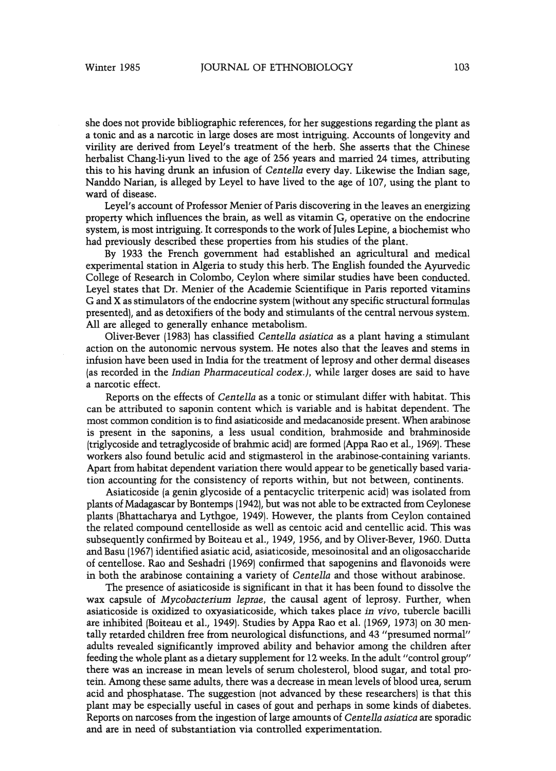she does not provide bibliographic references, for her suggestions regarding the plant as a tonic and as a narcotic in large doses are most intriguing. Accounts of longevity and virility are derived from Leyel's treatment of the herb. She asserts that the Chinese herbalist Chang-li-yun lived to the age of 256 years and married 24 times, attributing this to his having drunk an infusion of *Centella* every day. Likewise the Indian sage, Nanddo Narian, is alleged by Leyel to have lived to the age of 107, using the plant to ward of disease.

Leyel's account of Professor Menier of Paris discovering in the leaves an energizing property which influences the brain, as well as vitamin G, operative on the endocrine system, is most intriguing. It corresponds to the work of Jules Lepine, a biochemist who had previously described these properties from his studies of the plant.

By 1933 the French government had established an agricultural and medical experimental station in Algeria to study this herb. The English founded the Ayurvedic College of Research in Colombo, Ceylon where similar studies have been conducted. Leyel states that Dr. Menier of the Academie Scientifique in Paris reported vitamins G and X as stimulators of the endocrine system (without any specific structural formulas presented), and as detoxifiers of the body and stimulants of the central nervous system. All are alleged to generally enhance metabolism.

Oliver-Bever (1983) has classified *Centella asiatica* as a plant having a stimulant action on the autonomic nervous system. He notes also that the leaves and stems in infusion have been used in India for the treatment of leprosy and other dermal diseases (as recorded in the *Indian Pharmaceutical codex.)*, while larger doses are said to have a narcotic effect.

Reports on the effects of *Centella* as a tonic or stimulant differ with habitat. This can be attributed to saponin content which is variable and is habitat dependent. The most common condition is to find asiaticoside and medacanoside present. When arabinose is present in the saponins, a less usual condition, brahmoside and brahminoside (triglycoside and tetraglycoside of brahmic acid) are formed (Appa Rao et al., 1969). These workers also found betulic acid and stigmasterol in the arabinose-containing variants. Apart from habitat dependent variation there would appear to be genetically based variation accounting for the consistency of reports within, but not between, continents.

Asiaticoside (a genin glycoside of a pentacyclic triterpenic acid) was isolated from plants of Madagascar by Bontemps (1942), but was not able to be extracted from Ceylonese plants (Bhattacharya and Lythgoe, 1949). However, the plants from Ceylon contained the related compound centelloside as well as centoic acid and centellic acid. This was subsequently confirmed by Boiteau et al., 1949, 1956, and by Oliver-Bever, 1960. Dutta and Basu (1967) identified asiatic acid, asiaticoside, mesoinositol and an oligosaccharide of centellose. Rao and Seshadri (1969) confirmed that sapogenins and flavonoids were in both the arabinose containing a variety of *Centella* and those without arabinose.

The presence of asiaticoside is significant in that it has been found to dissolve the wax capsule of *Mycobacterium leprae*, the causal agent of leprosy. Further, when asiaticoside is oxidized to oxyasiaticoside, which takes place *in vivo*, tubercle bacilli are inhibited (Boiteau et al., 1949). Studies by Appa Rao et al. (1969, 1973) on 30 mentally retarded children free from neurological disfunctions, and 43 "presumed normal" adults revealed significantly improved ability and behavior among the children after feeding the whole plant as a dietary supplement for 12 weeks. In the adult "control group" there was an increase in mean levels of serum cholesterol, blood sugar, and total protein. Among these same adults, there was a decrease in mean levels of blood urea, serum acid and phosphatase. The suggestion (not advanced by these researchers) is that this plant may be especially useful in cases of gout and perhaps in some kinds of diabetes. Reports on narcoses from the ingestion of large amounts of *Centella asiatica* are sporadic and are in need of substantiation via controlled experimentation.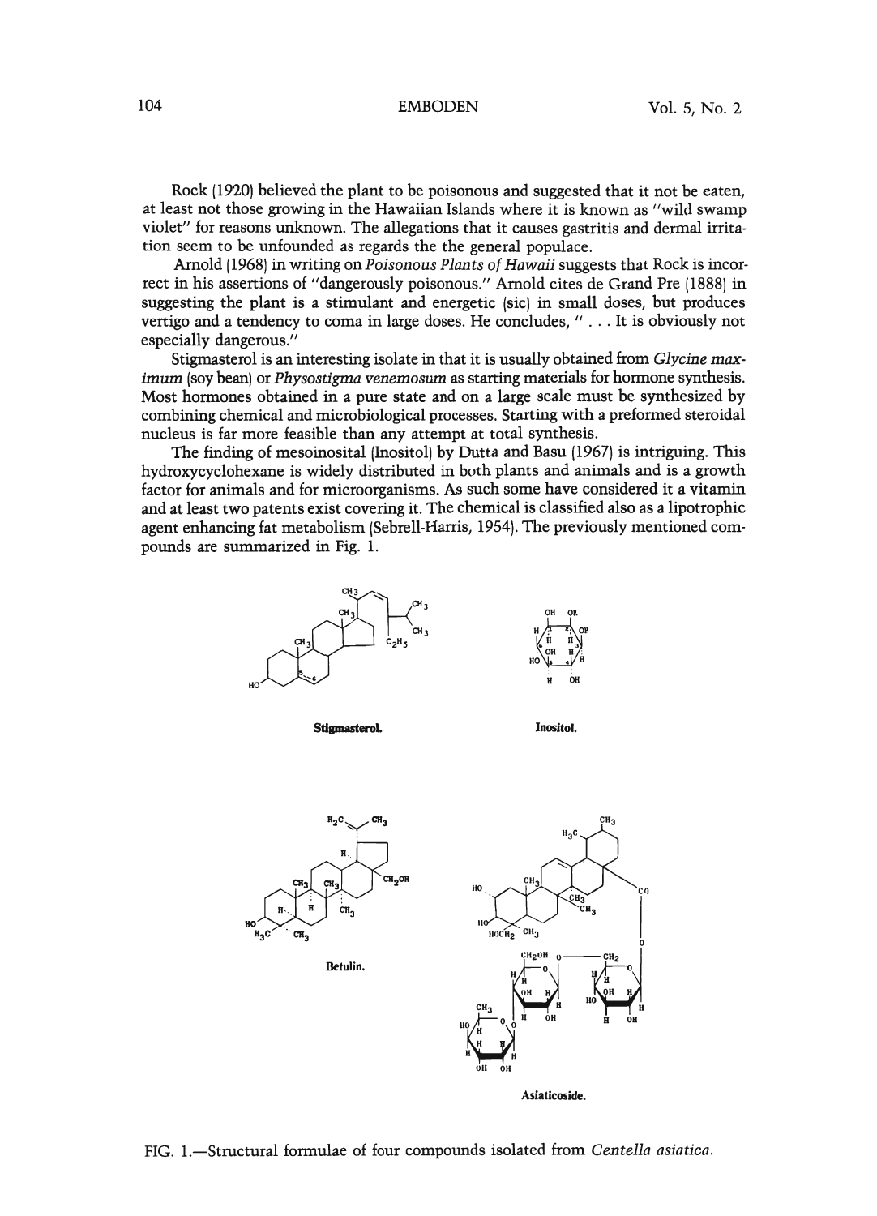Rock (1920) believed the plant to be poisonous and suggested that it not be eaten, at least not those growing in the Hawaiian Islands where it is known as "wild swamp violet" for reasons unknown. The allegations that it causes gastritis and dermal irritation seem to be unfounded as regards the the general populace.

Arnold (1968) in writing on *Poisonous Plants of Hawaii* suggests that Rock is incorrect in his assertions of "dangerously poisonous." Arnold cites de Grand Pre (1888) in suggesting the plant is a stimulant and energetic (sic) in small doses, but produces vertigo and a tendency to coma in large doses. He concludes, " . . . It is obviously not especially dangerous."

Stigmasterol is an interesting isolate in that it is usually obtained from *Glycine maximum* (soy bean) or *Physostigma venemosum* as starting materials for hormone synthesis. Most hormones obtained in a pure state and on a large scale must be synthesized by combining chemical and microbiological processes. Starting with a preformed steroidal nucleus is far more feasible than any attempt at total synthesis.

The finding of mesoinosital (Inositol) by Dutta and Basu (1967) is intriguing. This hydroxycyclohexane is widely distributed in both plants and animals and is a growth factor for animals and for microorganisms. As such some have considered it a vitamin and at least two patents exist covering it. The chemical is classified also as a lipotrophic agent enhancing fat metabolism (Sebrell-Harris, 1954). The previously mentioned compounds are summarized in Fig. 1.

**Stigmasterol.** **Inositol.**

**Betulin.** **Asiaticoside.**

FIG. 1.—Structural formulae of four compounds isolated from *Centella asiatica*.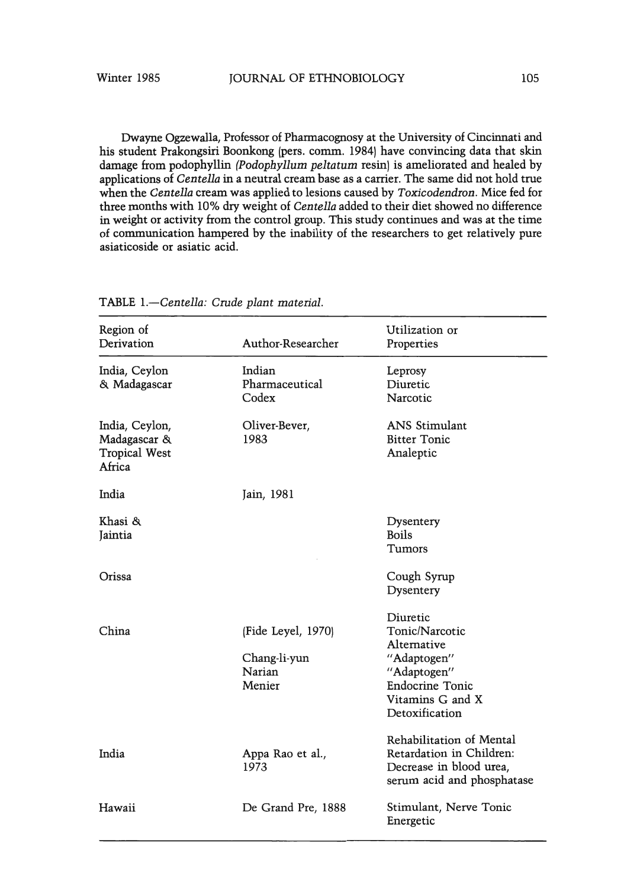Dwayne Ogzewalla, Professor of Pharmacognosy at the University of Cincinnati and his student Prakongsiri Boonkong (pers. comm. 1984) have convincing data that skin damage from podophyllin (*Podophyllum peltatum* resin) is ameliorated and healed by applications of *Centella* in a neutral cream base as a carrier. The same did not hold true when the *Centella* cream was applied to lesions caused by *Toxicodendron*. Mice fed for three months with 10% dry weight of *Centella* added to their diet showed no difference in weight or activity from the control group. This study continues and was at the time of communication hampered by the inability of the researchers to get relatively pure asiaticoside or asiatic acid.

TABLE 1.—*Centella: Crude plant material.*

| Region of Derivation | Author-Researcher | Utilization or Properties |
|---|---|---|
| India, Ceylon & Madagascar | Indian Pharmaceutical Codex | Leprosy<br>Diuretic<br>Narcotic |
| India, Ceylon, Madagascar & Tropical West Africa | Oliver-Bever, 1983 | ANS Stimulant<br>Bitter Tonic<br>Analeptic |
| India | Jain, 1981 | |
| Khasi & Jaintia | | Dysentery<br>Boils<br>Tumors |
| Orissa | | Cough Syrup<br>Dysentery |
| China | (Fide Leyel, 1970) | Diuretic<br>Tonic/Narcotic<br>Alternative |
| | Chang-li-yun | "Adaptogen" |
| | Narian | "Adaptogen" |
| | Menier | Endocrine Tonic<br>Vitamins G and X<br>Detoxification |
| India | Appa Rao et al., 1973 | Rehabilitation of Mental Retardation in Children: Decrease in blood urea, serum acid and phosphatase |
| Hawaii | De Grand Pre, 1888 | Stimulant, Nerve Tonic<br>Energetic |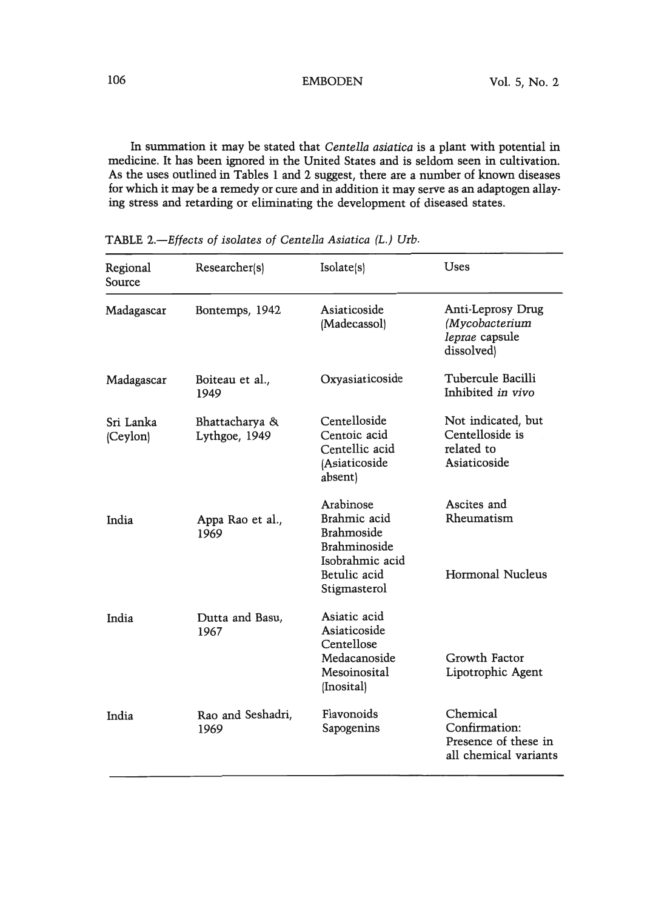In summation it may be stated that *Centella asiatica* is a plant with potential in medicine. It has been ignored in the United States and is seldom seen in cultivation. As the uses outlined in Tables 1 and 2 suggest, there are a number of known diseases for which it may be a remedy or cure and in addition it may serve as an adaptogen allaying stress and retarding or eliminating the development of diseased states.

TABLE 2.—*Effects of isolates of Centella Asiatica (L.) Urb.*

| Regional Source | Researcher(s) | Isolate(s) | Uses |
|---|---|---|---|
| Madagascar | Bontemps, 1942 | Asiaticoside (Madecassol) | Anti-Leprosy Drug (*Mycobacterium leprae* capsule dissolved) |
| Madagascar | Boiteau et al., 1949 | Oxyasiaticoside | Tubercule Bacilli Inhibited *in vivo* |
| Sri Lanka (Ceylon) | Bhattacharya & Lythgoe, 1949 | Centelloside<br>Centoic acid<br>Centellic acid<br>(Asiaticoside absent) | Not indicated, but Centelloside is related to Asiaticoside |
| India | Appa Rao et al., 1969 | Arabinose<br>Brahmic acid<br>Brahmoside<br>Brahminoside<br>Isobrahmic acid<br>Betulic acid<br>Stigmasterol | Ascites and Rheumatism<br><br><br><br><br>Hormonal Nucleus |
| India | Dutta and Basu, 1967 | Asiatic acid<br>Asiaticoside<br>Centellose<br>Medacanoside<br>Mesoinosital (Inosital) | <br><br><br>Growth Factor<br>Lipotrophic Agent |
| India | Rao and Seshadri, 1969 | Flavonoids<br>Sapogenins | Chemical Confirmation: Presence of these in all chemical variants |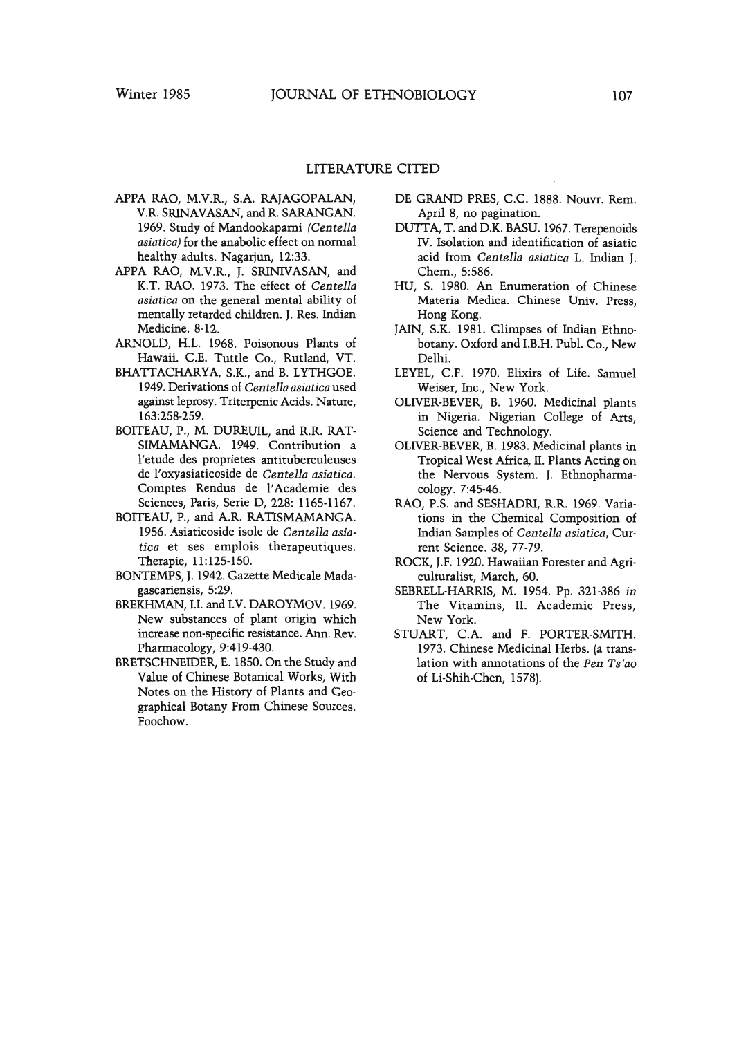## LITERATURE CITED

APPA RAO, M.V.R., S.A. RAJAGOPALAN, V.R. SRINAVASAN, and R. SARANGAN. 1969. Study of Mandookaparni *(Centella asiatica)* for the anabolic effect on normal healthy adults. Nagarjun, 12:33.

APPA RAO, M.V.R., J. SRINIVASAN, and K.T. RAO. 1973. The effect of *Centella asiatica* on the general mental ability of mentally retarded children. J. Res. Indian Medicine. 8-12.

ARNOLD, H.L. 1968. Poisonous Plants of Hawaii. C.E. Tuttle Co., Rutland, VT.

BHATTACHARYA, S.K., and B. LYTHGOE. 1949. Derivations of *Centella asiatica* used against leprosy. Triterpenic Acids. Nature, 163:258-259.

BOITEAU, P., M. DUREUIL, and R.R. RATSIMAMANGA. 1949. Contribution a l'etude des proprietes antituberculeuses de l'oxyasiaticoside de *Centella asiatica.* Comptes Rendus de l'Academie des Sciences, Paris, Serie D, 228: 1165-1167.

BOITEAU, P., and A.R. RATISMAMANGA. 1956. Asiaticoside isole de *Centella asiatica* et ses emplois therapeutiques. Therapie, 11:125-150.

BONTEMPS, J. 1942. Gazette Medicale Madagascariensis, 5:29.

BREKHMAN, I.I. and I.V. DAROYMOV. 1969. New substances of plant origin which increase non-specific resistance. Ann. Rev. Pharmacology, 9:419-430.

BRETSCHNEIDER, E. 1850. On the Study and Value of Chinese Botanical Works, With Notes on the History of Plants and Geographical Botany From Chinese Sources. Foochow.

DE GRAND PRES, C.C. 1888. Nouvr. Rem. April 8, no pagination.

DUTTA, T. and D.K. BASU. 1967. Terepenoids IV. Isolation and identification of asiatic acid from *Centella asiatica* L. Indian J. Chem., 5:586.

HU, S. 1980. An Enumeration of Chinese Materia Medica. Chinese Univ. Press, Hong Kong.

JAIN, S.K. 1981. Glimpses of Indian Ethnobotany. Oxford and I.B.H. Publ. Co., New Delhi.

LEYEL, C.F. 1970. Elixirs of Life. Samuel Weiser, Inc., New York.

OLIVER-BEVER, B. 1960. Medicinal plants in Nigeria. Nigerian College of Arts, Science and Technology.

OLIVER-BEVER, B. 1983. Medicinal plants in Tropical West Africa, II. Plants Acting on the Nervous System. J. Ethnopharmacology. 7:45-46.

RAO, P.S. and SESHADRI, R.R. 1969. Variations in the Chemical Composition of Indian Samples of *Centella asiatica*, Current Science. 38, 77-79.

ROCK, J.F. 1920. Hawaiian Forester and Agriculturalist, March, 60.

SEBRELL-HARRIS, M. 1954. Pp. 321-386 *in* The Vitamins, II. Academic Press, New York.

STUART, C.A. and F. PORTER-SMITH. 1973. Chinese Medicinal Herbs. (a translation with annotations of the *Pen Ts'ao* of Li-Shih-Chen, 1578).